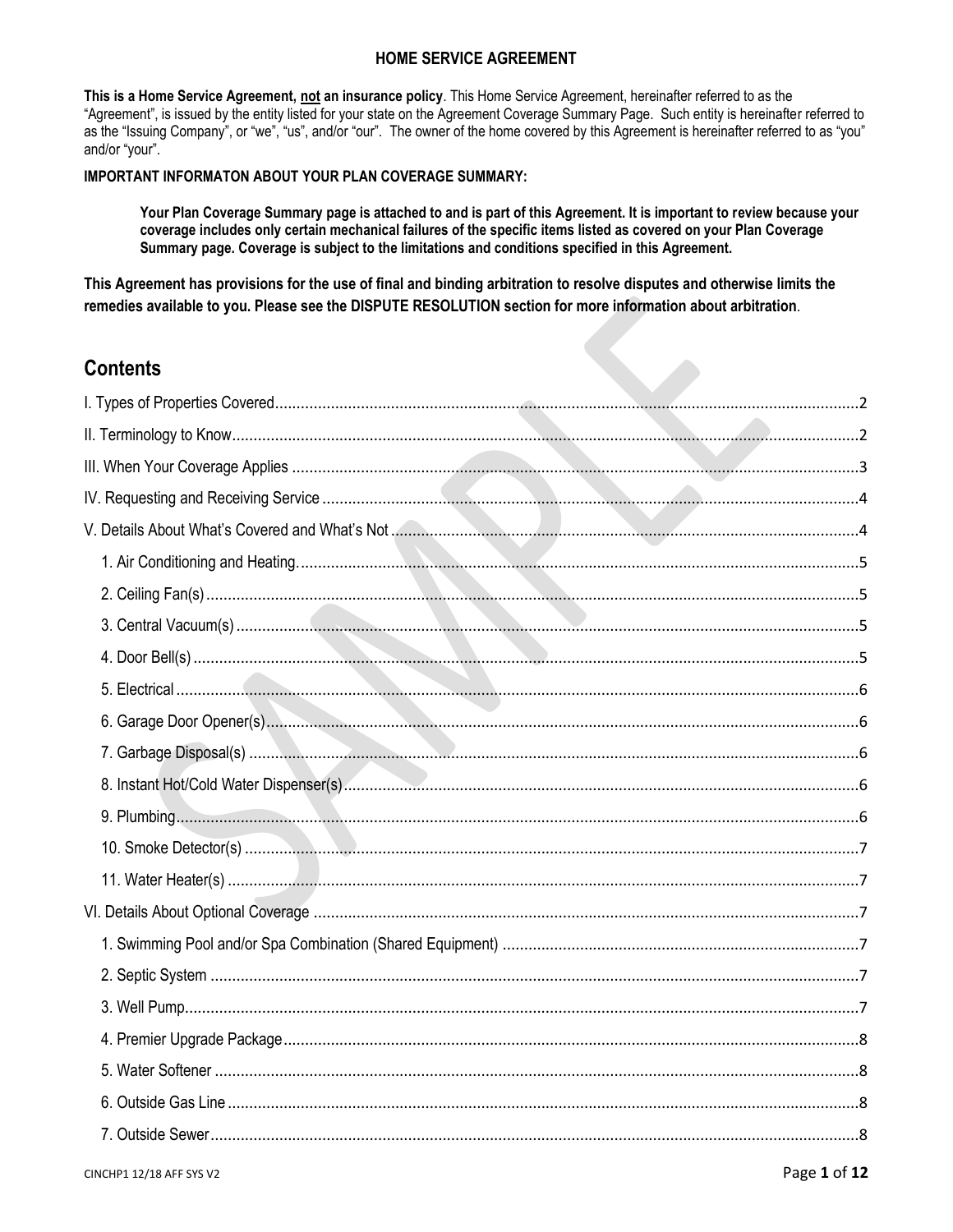# HOME SERVICE AGREEMENT

**This is a Home Service Agreement, not an insurance policy**. This Home Service Agreement, hereinafter referred to as the "Agreement", is issued by the entity listed for your state on the Agreement Coverage Summary Page. Such entity is hereinafter referred to as the "Issuing Company", or "we", "us", and/or "our". The owner of the home covered by this Agreement is hereinafter referred to as "you" and/or "your".

**IMPORTANT INFORMATON ABOUT YOUR PLAN COVERAGE SUMMARY:**

> **Your Plan Coverage Summary page is attached to and is part of this Agreement. It is important to review because your coverage includes only certain mechanical failures of the specific items listed as covered on your Plan Coverage Summary page. Coverage is subject to the limitations and conditions specified in this Agreement.**

**This Agreement has provisions for the use of final and binding arbitration to resolve disputes and otherwise limits the remedies available to you. Please see the DISPUTE RESOLUTION section for more information about arbitration**.

## Contents

I. Types of Properties Covered....2

II. Terminology to Know....2

III. When Your Coverage Applies....3

IV. Requesting and Receiving Service....4

V. Details About What's Covered and What's Not....4

- 1. Air Conditioning and Heating....5
- 2. Ceiling Fan(s)....5
- 3. Central Vacuum(s)....5
- 4. Door Bell(s)....5
- 5. Electrical....6
- 6. Garage Door Opener(s)....6
- 7. Garbage Disposal(s)....6
- 8. Instant Hot/Cold Water Dispenser(s)....6
- 9. Plumbing....6
- 10. Smoke Detector(s)....7
- 11. Water Heater(s)....7

VI. Details About Optional Coverage....7

- 1. Swimming Pool and/or Spa Combination (Shared Equipment)....7
- 2. Septic System....7
- 3. Well Pump....7
- 4. Premier Upgrade Package....8
- 5. Water Softener....8
- 6. Outside Gas Line....8
- 7. Outside Sewer....8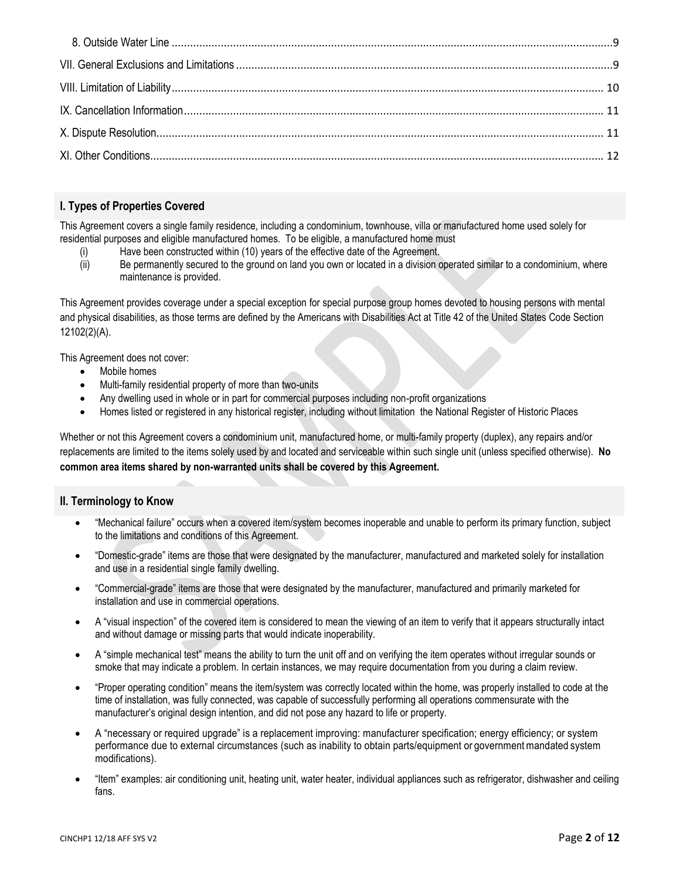8. Outside Water Line ....................................................................................................................................................9

VII. General Exclusions and Limitations ...........................................................................................................................9

VIII. Limitation of Liability ............................................................................................................................................ 10

IX. Cancellation Information ........................................................................................................................................ 11

X. Dispute Resolution ................................................................................................................................................. 11

XI. Other Conditions .................................................................................................................................................. 12

## I. Types of Properties Covered

This Agreement covers a single family residence, including a condominium, townhouse, villa or manufactured home used solely for residential purposes and eligible manufactured homes. To be eligible, a manufactured home must

(i) Have been constructed within (10) years of the effective date of the Agreement.

(ii) Be permanently secured to the ground on land you own or located in a division operated similar to a condominium, where maintenance is provided.

This Agreement provides coverage under a special exception for special purpose group homes devoted to housing persons with mental and physical disabilities, as those terms are defined by the Americans with Disabilities Act at Title 42 of the United States Code Section 12102(2)(A).

This Agreement does not cover:

- Mobile homes
- Multi-family residential property of more than two-units
- Any dwelling used in whole or in part for commercial purposes including non-profit organizations
- Homes listed or registered in any historical register, including without limitation the National Register of Historic Places

Whether or not this Agreement covers a condominium unit, manufactured home, or multi-family property (duplex), any repairs and/or replacements are limited to the items solely used by and located and serviceable within such single unit (unless specified otherwise). **No common area items shared by non-warranted units shall be covered by this Agreement.**

## II. Terminology to Know

- "Mechanical failure" occurs when a covered item/system becomes inoperable and unable to perform its primary function, subject to the limitations and conditions of this Agreement.
- "Domestic-grade" items are those that were designated by the manufacturer, manufactured and marketed solely for installation and use in a residential single family dwelling.
- "Commercial-grade" items are those that were designated by the manufacturer, manufactured and primarily marketed for installation and use in commercial operations.
- A "visual inspection" of the covered item is considered to mean the viewing of an item to verify that it appears structurally intact and without damage or missing parts that would indicate inoperability.
- A "simple mechanical test" means the ability to turn the unit off and on verifying the item operates without irregular sounds or smoke that may indicate a problem. In certain instances, we may require documentation from you during a claim review.
- "Proper operating condition" means the item/system was correctly located within the home, was properly installed to code at the time of installation, was fully connected, was capable of successfully performing all operations commensurate with the manufacturer's original design intention, and did not pose any hazard to life or property.
- A "necessary or required upgrade" is a replacement improving: manufacturer specification; energy efficiency; or system performance due to external circumstances (such as inability to obtain parts/equipment or government mandated system modifications).
- "Item" examples: air conditioning unit, heating unit, water heater, individual appliances such as refrigerator, dishwasher and ceiling fans.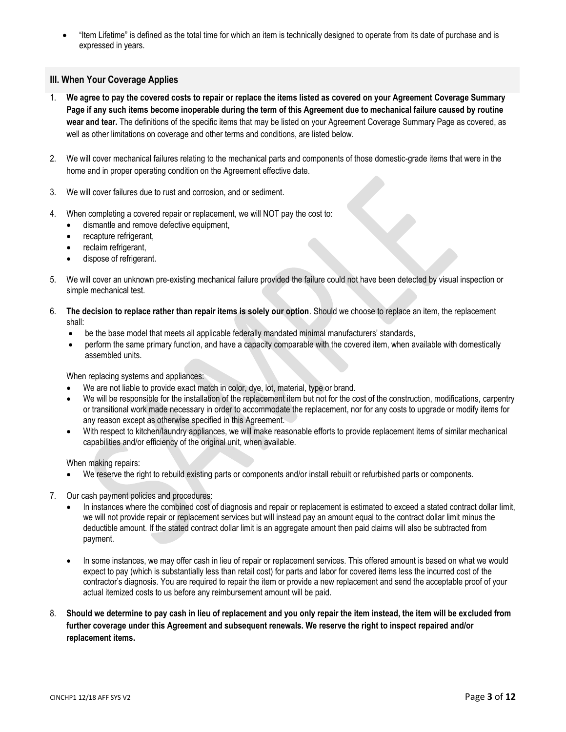- "Item Lifetime" is defined as the total time for which an item is technically designed to operate from its date of purchase and is expressed in years.

## III. When Your Coverage Applies

1. **We agree to pay the covered costs to repair or replace the items listed as covered on your Agreement Coverage Summary Page if any such items become inoperable during the term of this Agreement due to mechanical failure caused by routine wear and tear.** The definitions of the specific items that may be listed on your Agreement Coverage Summary Page as covered, as well as other limitations on coverage and other terms and conditions, are listed below.

2. We will cover mechanical failures relating to the mechanical parts and components of those domestic-grade items that were in the home and in proper operating condition on the Agreement effective date.

3. We will cover failures due to rust and corrosion, and or sediment.

4. When completing a covered repair or replacement, we will NOT pay the cost to:
   - dismantle and remove defective equipment,
   - recapture refrigerant,
   - reclaim refrigerant,
   - dispose of refrigerant.

5. We will cover an unknown pre-existing mechanical failure provided the failure could not have been detected by visual inspection or simple mechanical test.

6. **The decision to replace rather than repair items is solely our option**. Should we choose to replace an item, the replacement shall:
   - be the base model that meets all applicable federally mandated minimal manufacturers' standards,
   - perform the same primary function, and have a capacity comparable with the covered item, when available with domestically assembled units.

   When replacing systems and appliances:
   - We are not liable to provide exact match in color, dye, lot, material, type or brand.
   - We will be responsible for the installation of the replacement item but not for the cost of the construction, modifications, carpentry or transitional work made necessary in order to accommodate the replacement, nor for any costs to upgrade or modify items for any reason except as otherwise specified in this Agreement.
   - With respect to kitchen/laundry appliances, we will make reasonable efforts to provide replacement items of similar mechanical capabilities and/or efficiency of the original unit, when available.

   When making repairs:
   - We reserve the right to rebuild existing parts or components and/or install rebuilt or refurbished parts or components.

7. Our cash payment policies and procedures:
   - In instances where the combined cost of diagnosis and repair or replacement is estimated to exceed a stated contract dollar limit, we will not provide repair or replacement services but will instead pay an amount equal to the contract dollar limit minus the deductible amount. If the stated contract dollar limit is an aggregate amount then paid claims will also be subtracted from payment.
   - In some instances, we may offer cash in lieu of repair or replacement services. This offered amount is based on what we would expect to pay (which is substantially less than retail cost) for parts and labor for covered items less the incurred cost of the contractor's diagnosis. You are required to repair the item or provide a new replacement and send the acceptable proof of your actual itemized costs to us before any reimbursement amount will be paid.

8. **Should we determine to pay cash in lieu of replacement and you only repair the item instead, the item will be excluded from further coverage under this Agreement and subsequent renewals. We reserve the right to inspect repaired and/or replacement items.**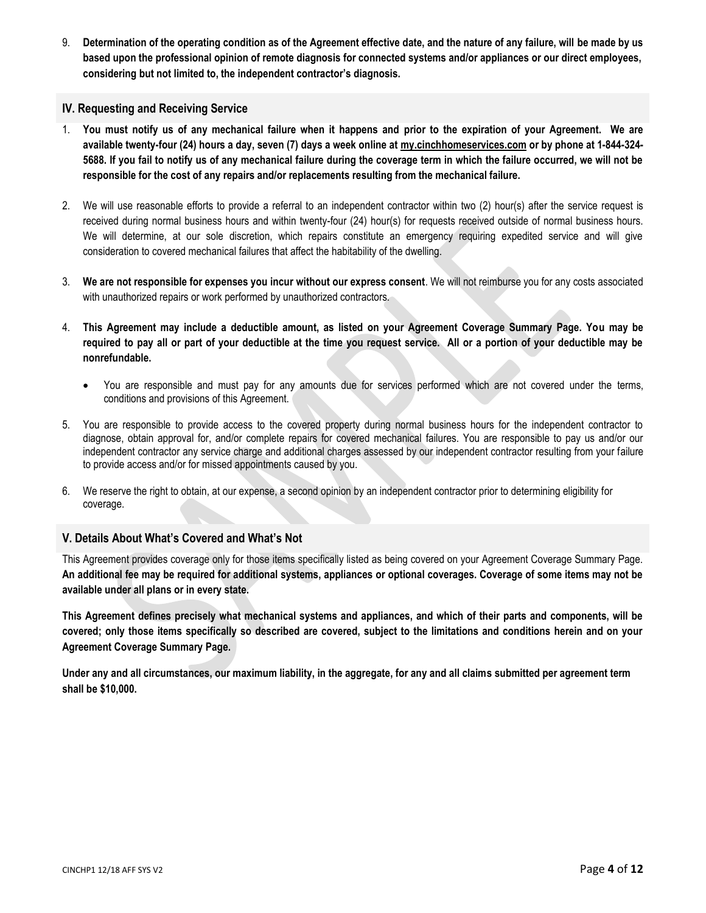9. **Determination of the operating condition as of the Agreement effective date, and the nature of any failure, will be made by us based upon the professional opinion of remote diagnosis for connected systems and/or appliances or our direct employees, considering but not limited to, the independent contractor's diagnosis.**

## IV. Requesting and Receiving Service

1. **You must notify us of any mechanical failure when it happens and prior to the expiration of your Agreement. We are available twenty-four (24) hours a day, seven (7) days a week online at my.cinchhomeservices.com or by phone at 1-844-324-5688. If you fail to notify us of any mechanical failure during the coverage term in which the failure occurred, we will not be responsible for the cost of any repairs and/or replacements resulting from the mechanical failure.**

2. We will use reasonable efforts to provide a referral to an independent contractor within two (2) hour(s) after the service request is received during normal business hours and within twenty-four (24) hour(s) for requests received outside of normal business hours. We will determine, at our sole discretion, which repairs constitute an emergency requiring expedited service and will give consideration to covered mechanical failures that affect the habitability of the dwelling.

3. **We are not responsible for expenses you incur without our express consent**. We will not reimburse you for any costs associated with unauthorized repairs or work performed by unauthorized contractors.

4. **This Agreement may include a deductible amount, as listed on your Agreement Coverage Summary Page. You may be required to pay all or part of your deductible at the time you request service. All or a portion of your deductible may be nonrefundable.**

   - You are responsible and must pay for any amounts due for services performed which are not covered under the terms, conditions and provisions of this Agreement.

5. You are responsible to provide access to the covered property during normal business hours for the independent contractor to diagnose, obtain approval for, and/or complete repairs for covered mechanical failures. You are responsible to pay us and/or our independent contractor any service charge and additional charges assessed by our independent contractor resulting from your failure to provide access and/or for missed appointments caused by you.

6. We reserve the right to obtain, at our expense, a second opinion by an independent contractor prior to determining eligibility for coverage.

## V. Details About What's Covered and What's Not

This Agreement provides coverage only for those items specifically listed as being covered on your Agreement Coverage Summary Page. **An additional fee may be required for additional systems, appliances or optional coverages. Coverage of some items may not be available under all plans or in every state.**

**This Agreement defines precisely what mechanical systems and appliances, and which of their parts and components, will be covered; only those items specifically so described are covered, subject to the limitations and conditions herein and on your Agreement Coverage Summary Page.**

**Under any and all circumstances, our maximum liability, in the aggregate, for any and all claims submitted per agreement term shall be $10,000.**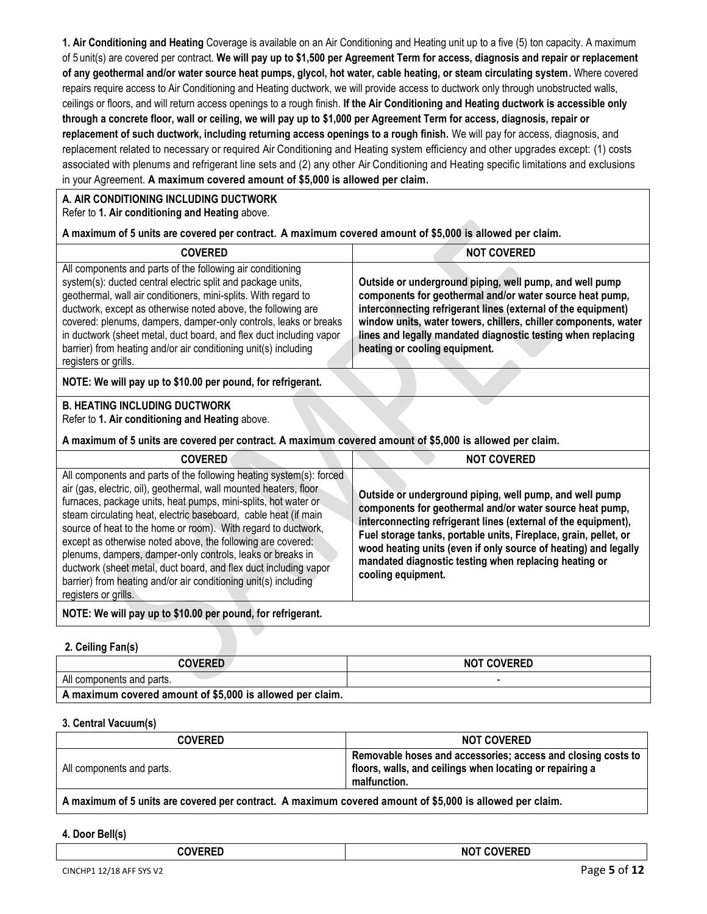**1. Air Conditioning and Heating** Coverage is available on an Air Conditioning and Heating unit up to a five (5) ton capacity. A maximum of 5 unit(s) are covered per contract. **We will pay up to $1,500 per Agreement Term for access, diagnosis and repair or replacement of any geothermal and/or water source heat pumps, glycol, hot water, cable heating, or steam circulating system.** Where covered repairs require access to Air Conditioning and Heating ductwork, we will provide access to ductwork only through unobstructed walls, ceilings or floors, and will return access openings to a rough finish. **If the Air Conditioning and Heating ductwork is accessible only through a concrete floor, wall or ceiling, we will pay up to $1,000 per Agreement Term for access, diagnosis, repair or replacement of such ductwork, including returning access openings to a rough finish.** We will pay for access, diagnosis, and replacement related to necessary or required Air Conditioning and Heating system efficiency and other upgrades except: (1) costs associated with plenums and refrigerant line sets and (2) any other Air Conditioning and Heating specific limitations and exclusions in your Agreement. **A maximum covered amount of $5,000 is allowed per claim.**

**A. AIR CONDITIONING INCLUDING DUCTWORK**
Refer to **1. Air conditioning and Heating** above.

**A maximum of 5 units are covered per contract. A maximum covered amount of $5,000 is allowed per claim.**

| COVERED | NOT COVERED |
|---|---|
| All components and parts of the following air conditioning system(s): ducted central electric split and package units, geothermal, wall air conditioners, mini-splits. With regard to ductwork, except as otherwise noted above, the following are covered: plenums, dampers, damper-only controls, leaks or breaks in ductwork (sheet metal, duct board, and flex duct including vapor barrier) from heating and/or air conditioning unit(s) including registers or grills. | **Outside or underground piping, well pump, and well pump components for geothermal and/or water source heat pump, interconnecting refrigerant lines (external of the equipment) window units, water towers, chillers, chiller components, water lines and legally mandated diagnostic testing when replacing heating or cooling equipment.** |

**NOTE: We will pay up to $10.00 per pound, for refrigerant.**

**B. HEATING INCLUDING DUCTWORK**
Refer to **1. Air conditioning and Heating** above.

**A maximum of 5 units are covered per contract. A maximum covered amount of $5,000 is allowed per claim.**

| COVERED | NOT COVERED |
|---|---|
| All components and parts of the following heating system(s): forced air (gas, electric, oil), geothermal, wall mounted heaters, floor furnaces, package units, heat pumps, mini-splits, hot water or steam circulating heat, electric baseboard, cable heat (if main source of heat to the home or room). With regard to ductwork, except as otherwise noted above, the following are covered: plenums, dampers, damper-only controls, leaks or breaks in ductwork (sheet metal, duct board, and flex duct including vapor barrier) from heating and/or air conditioning unit(s) including registers or grills. | **Outside or underground piping, well pump, and well pump components for geothermal and/or water source heat pump, interconnecting refrigerant lines (external of the equipment), Fuel storage tanks, portable units, Fireplace, grain, pellet, or wood heating units (even if only source of heating) and legally mandated diagnostic testing when replacing heating or cooling equipment.** |

**NOTE: We will pay up to $10.00 per pound, for refrigerant.**

**2. Ceiling Fan(s)**

| COVERED | NOT COVERED |
|---|---|
| All components and parts. | - |
| **A maximum covered amount of $5,000 is allowed per claim.** | |

**3. Central Vacuum(s)**

| COVERED | NOT COVERED |
|---|---|
| All components and parts. | **Removable hoses and accessories; access and closing costs to floors, walls, and ceilings when locating or repairing a malfunction.** |
| **A maximum of 5 units are covered per contract. A maximum covered amount of $5,000 is allowed per claim.** | |

**4. Door Bell(s)**

| COVERED | NOT COVERED |
|---|---|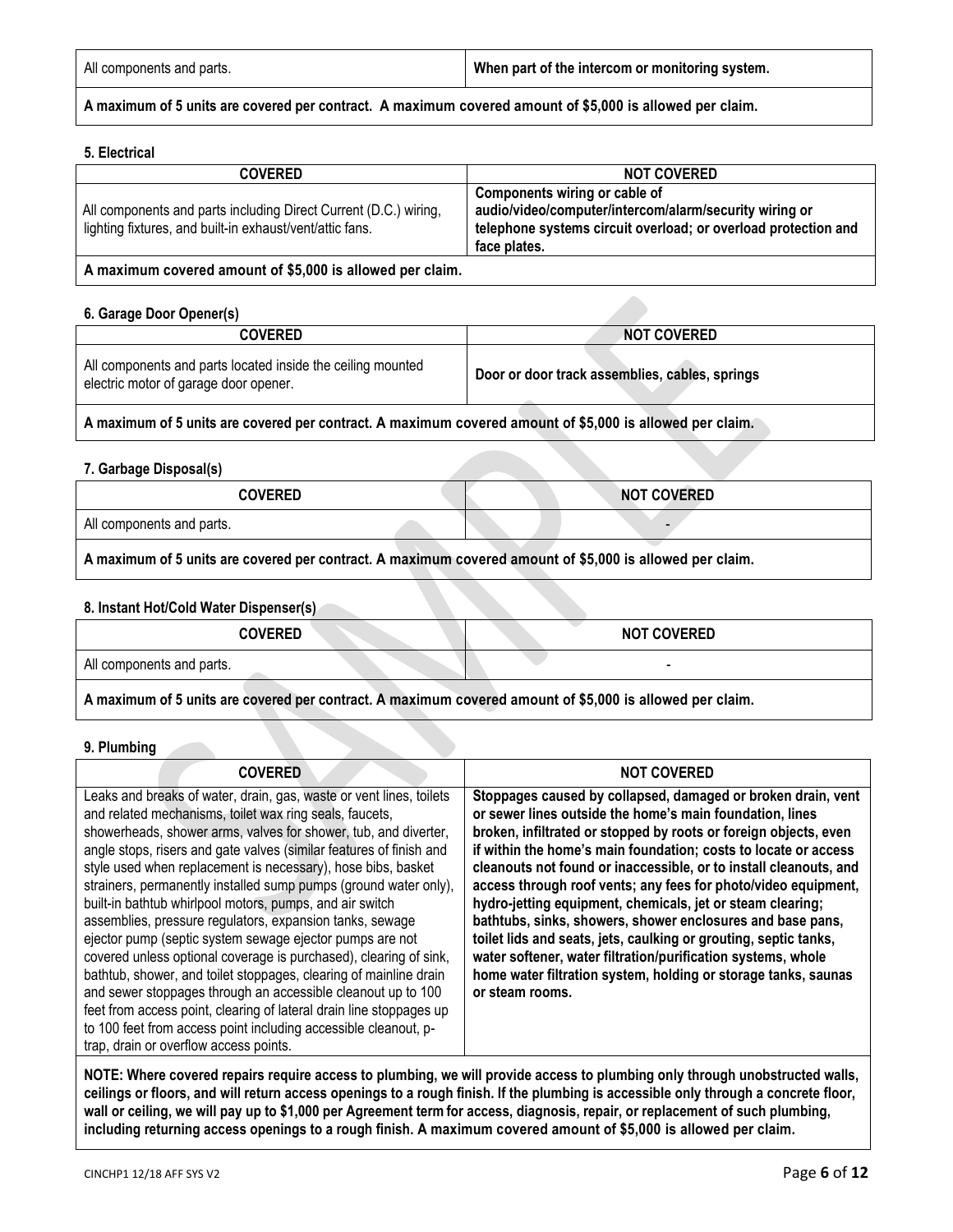| All components and parts. | **When part of the intercom or monitoring system.** |
|---|---|
| **A maximum of 5 units are covered per contract. A maximum covered amount of $5,000 is allowed per claim.** | |

**5. Electrical**

| COVERED | NOT COVERED |
|---|---|
| All components and parts including Direct Current (D.C.) wiring, lighting fixtures, and built-in exhaust/vent/attic fans. | **Components wiring or cable of audio/video/computer/intercom/alarm/security wiring or telephone systems circuit overload; or overload protection and face plates.** |
| **A maximum covered amount of $5,000 is allowed per claim.** | |

**6. Garage Door Opener(s)**

| COVERED | NOT COVERED |
|---|---|
| All components and parts located inside the ceiling mounted electric motor of garage door opener. | **Door or door track assemblies, cables, springs** |
| **A maximum of 5 units are covered per contract. A maximum covered amount of $5,000 is allowed per claim.** | |

**7. Garbage Disposal(s)**

| COVERED | NOT COVERED |
|---|---|
| All components and parts. | - |
| **A maximum of 5 units are covered per contract. A maximum covered amount of $5,000 is allowed per claim.** | |

**8. Instant Hot/Cold Water Dispenser(s)**

| COVERED | NOT COVERED |
|---|---|
| All components and parts. | - |
| **A maximum of 5 units are covered per contract. A maximum covered amount of $5,000 is allowed per claim.** | |

**9. Plumbing**

| COVERED | NOT COVERED |
|---|---|
| Leaks and breaks of water, drain, gas, waste or vent lines, toilets and related mechanisms, toilet wax ring seals, faucets, showerheads, shower arms, valves for shower, tub, and diverter, angle stops, risers and gate valves (similar features of finish and style used when replacement is necessary), hose bibs, basket strainers, permanently installed sump pumps (ground water only), built-in bathtub whirlpool motors, pumps, and air switch assemblies, pressure regulators, expansion tanks, sewage ejector pump (septic system sewage ejector pumps are not covered unless optional coverage is purchased), clearing of sink, bathtub, shower, and toilet stoppages, clearing of mainline drain and sewer stoppages through an accessible cleanout up to 100 feet from access point, clearing of lateral drain line stoppages up to 100 feet from access point including accessible cleanout, p-trap, drain or overflow access points. | **Stoppages caused by collapsed, damaged or broken drain, vent or sewer lines outside the home's main foundation, lines broken, infiltrated or stopped by roots or foreign objects, even if within the home's main foundation; costs to locate or access cleanouts not found or inaccessible, or to install cleanouts, and access through roof vents; any fees for photo/video equipment, hydro-jetting equipment, chemicals, jet or steam clearing; bathtubs, sinks, showers, shower enclosures and base pans, toilet lids and seats, jets, caulking or grouting, septic tanks, water softener, water filtration/purification systems, whole home water filtration system, holding or storage tanks, saunas or steam rooms.** |
| **NOTE: Where covered repairs require access to plumbing, we will provide access to plumbing only through unobstructed walls, ceilings or floors, and will return access openings to a rough finish. If the plumbing is accessible only through a concrete floor, wall or ceiling, we will pay up to $1,000 per Agreement term for access, diagnosis, repair, or replacement of such plumbing, including returning access openings to a rough finish. A maximum covered amount of $5,000 is allowed per claim.** | |

CINCHP1 12/18 AFF SYS V2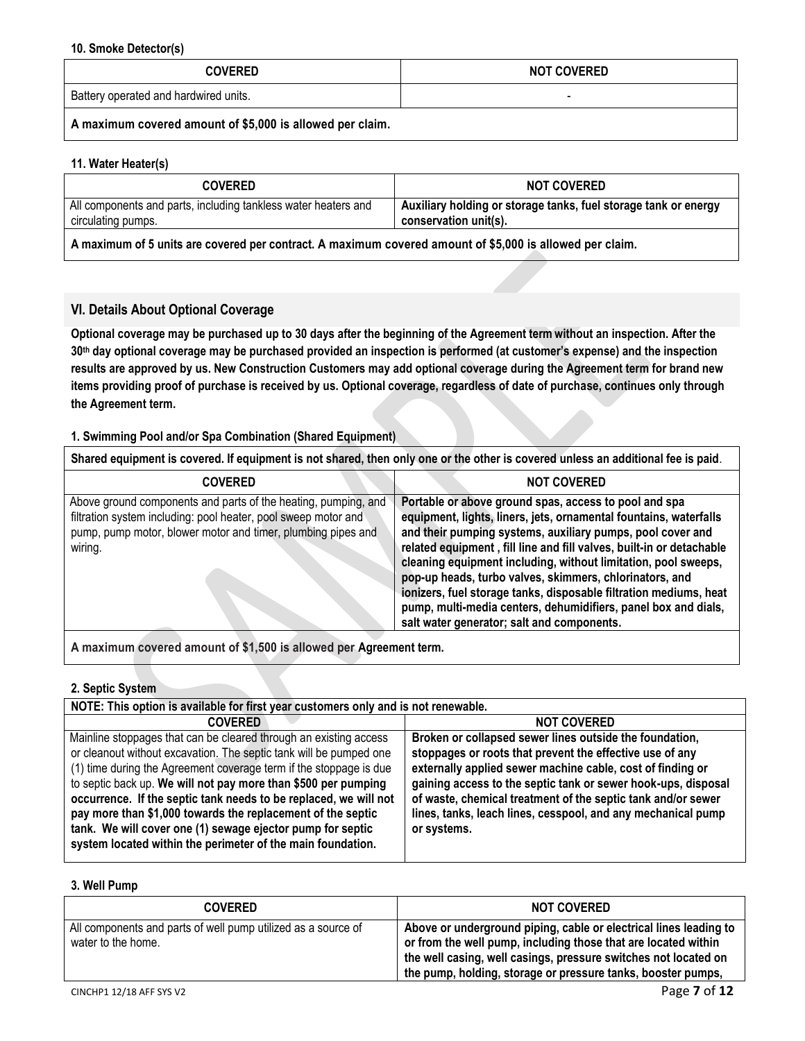#### 10. Smoke Detector(s)

| COVERED | NOT COVERED |
|---|---|
| Battery operated and hardwired units. | - |
| **A maximum covered amount of $5,000 is allowed per claim.** | |

#### 11. Water Heater(s)

| COVERED | NOT COVERED |
|---|---|
| All components and parts, including tankless water heaters and circulating pumps. | **Auxiliary holding or storage tanks, fuel storage tank or energy conservation unit(s).** |
| **A maximum of 5 units are covered per contract. A maximum covered amount of $5,000 is allowed per claim.** | |

## VI. Details About Optional Coverage

**Optional coverage may be purchased up to 30 days after the beginning of the Agreement term without an inspection. After the 30th day optional coverage may be purchased provided an inspection is performed (at customer's expense) and the inspection results are approved by us. New Construction Customers may add optional coverage during the Agreement term for brand new items providing proof of purchase is received by us. Optional coverage, regardless of date of purchase, continues only through the Agreement term.**

#### 1. Swimming Pool and/or Spa Combination (Shared Equipment)

| **Shared equipment is covered. If equipment is not shared, then only one or the other is covered unless an additional fee is paid.** | |
|---|---|
| **COVERED** | **NOT COVERED** |
| Above ground components and parts of the heating, pumping, and filtration system including: pool heater, pool sweep motor and pump, pump motor, blower motor and timer, plumbing pipes and wiring. | **Portable or above ground spas, access to pool and spa equipment, lights, liners, jets, ornamental fountains, waterfalls and their pumping systems, auxiliary pumps, pool cover and related equipment , fill line and fill valves, built-in or detachable cleaning equipment including, without limitation, pool sweeps, pop-up heads, turbo valves, skimmers, chlorinators, and ionizers, fuel storage tanks, disposable filtration mediums, heat pump, multi-media centers, dehumidifiers, panel box and dials, salt water generator; salt and components.** |
| **A maximum covered amount of $1,500 is allowed per Agreement term.** | |

#### 2. Septic System

| **NOTE: This option is available for first year customers only and is not renewable.** | |
|---|---|
| **COVERED** | **NOT COVERED** |
| Mainline stoppages that can be cleared through an existing access or cleanout without excavation. The septic tank will be pumped one (1) time during the Agreement coverage term if the stoppage is due to septic back up. **We will not pay more than $500 per pumping occurrence. If the septic tank needs to be replaced, we will not pay more than $1,000 towards the replacement of the septic tank. We will cover one (1) sewage ejector pump for septic system located within the perimeter of the main foundation.** | **Broken or collapsed sewer lines outside the foundation, stoppages or roots that prevent the effective use of any externally applied sewer machine cable, cost of finding or gaining access to the septic tank or sewer hook-ups, disposal of waste, chemical treatment of the septic tank and/or sewer lines, tanks, leach lines, cesspool, and any mechanical pump or systems.** |

#### 3. Well Pump

| COVERED | NOT COVERED |
|---|---|
| All components and parts of well pump utilized as a source of water to the home. | **Above or underground piping, cable or electrical lines leading to or from the well pump, including those that are located within the well casing, well casings, pressure switches not located on the pump, holding, storage or pressure tanks, booster pumps,** |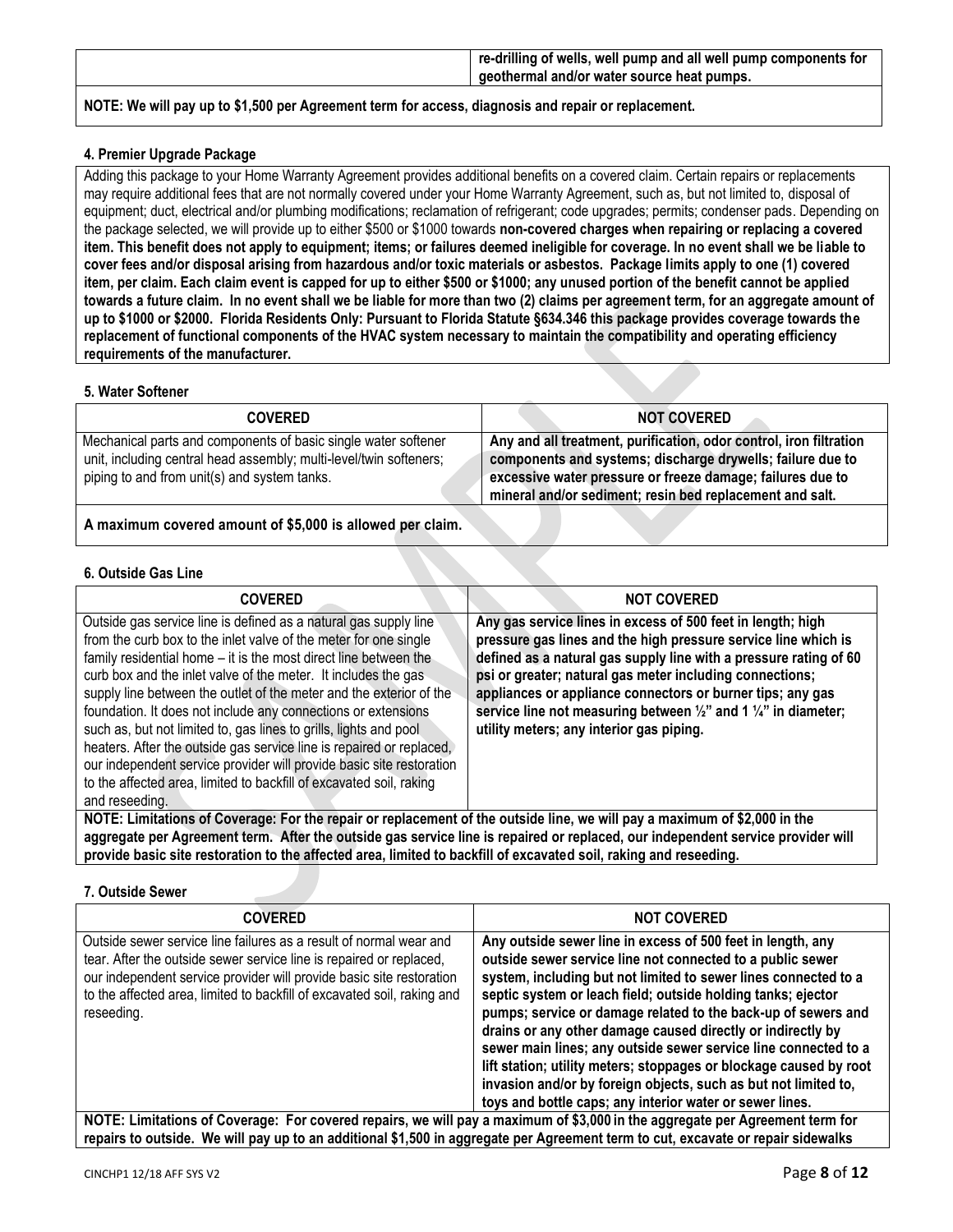| | |
|---|---|
| | **re-drilling of wells, well pump and all well pump components for geothermal and/or water source heat pumps.** |

**NOTE: We will pay up to $1,500 per Agreement term for access, diagnosis and repair or replacement.**

#### 4. Premier Upgrade Package

Adding this package to your Home Warranty Agreement provides additional benefits on a covered claim. Certain repairs or replacements may require additional fees that are not normally covered under your Home Warranty Agreement, such as, but not limited to, disposal of equipment; duct, electrical and/or plumbing modifications; reclamation of refrigerant; code upgrades; permits; condenser pads. Depending on the package selected, we will provide up to either $500 or $1000 towards **non-covered charges when repairing or replacing a covered item. This benefit does not apply to equipment; items; or failures deemed ineligible for coverage. In no event shall we be liable to cover fees and/or disposal arising from hazardous and/or toxic materials or asbestos. Package limits apply to one (1) covered item, per claim. Each claim event is capped for up to either $500 or $1000; any unused portion of the benefit cannot be applied towards a future claim. In no event shall we be liable for more than two (2) claims per agreement term, for an aggregate amount of up to $1000 or $2000. Florida Residents Only: Pursuant to Florida Statute §634.346 this package provides coverage towards the replacement of functional components of the HVAC system necessary to maintain the compatibility and operating efficiency requirements of the manufacturer.**

#### 5. Water Softener

| COVERED | NOT COVERED |
|---|---|
| Mechanical parts and components of basic single water softener unit, including central head assembly; multi-level/twin softeners; piping to and from unit(s) and system tanks. | **Any and all treatment, purification, odor control, iron filtration components and systems; discharge drywells; failure due to excessive water pressure or freeze damage; failures due to mineral and/or sediment; resin bed replacement and salt.** |

**A maximum covered amount of $5,000 is allowed per claim.**

#### 6. Outside Gas Line

| COVERED | NOT COVERED |
|---|---|
| Outside gas service line is defined as a natural gas supply line from the curb box to the inlet valve of the meter for one single family residential home – it is the most direct line between the curb box and the inlet valve of the meter. It includes the gas supply line between the outlet of the meter and the exterior of the foundation. It does not include any connections or extensions such as, but not limited to, gas lines to grills, lights and pool heaters. After the outside gas service line is repaired or replaced, our independent service provider will provide basic site restoration to the affected area, limited to backfill of excavated soil, raking and reseeding. | **Any gas service lines in excess of 500 feet in length; high pressure gas lines and the high pressure service line which is defined as a natural gas supply line with a pressure rating of 60 psi or greater; natural gas meter including connections; appliances or appliance connectors or burner tips; any gas service line not measuring between ½" and 1 ¼" in diameter; utility meters; any interior gas piping.** |

**NOTE: Limitations of Coverage: For the repair or replacement of the outside line, we will pay a maximum of $2,000 in the aggregate per Agreement term. After the outside gas service line is repaired or replaced, our independent service provider will provide basic site restoration to the affected area, limited to backfill of excavated soil, raking and reseeding.**

#### 7. Outside Sewer

| COVERED | NOT COVERED |
|---|---|
| Outside sewer service line failures as a result of normal wear and tear. After the outside sewer service line is repaired or replaced, our independent service provider will provide basic site restoration to the affected area, limited to backfill of excavated soil, raking and reseeding. | **Any outside sewer line in excess of 500 feet in length, any outside sewer service line not connected to a public sewer system, including but not limited to sewer lines connected to a septic system or leach field; outside holding tanks; ejector pumps; service or damage related to the back-up of sewers and drains or any other damage caused directly or indirectly by sewer main lines; any outside sewer service line connected to a lift station; utility meters; stoppages or blockage caused by root invasion and/or by foreign objects, such as but not limited to, toys and bottle caps; any interior water or sewer lines.** |

**NOTE: Limitations of Coverage: For covered repairs, we will pay a maximum of $3,000 in the aggregate per Agreement term for repairs to outside. We will pay up to an additional $1,500 in aggregate per Agreement term to cut, excavate or repair sidewalks**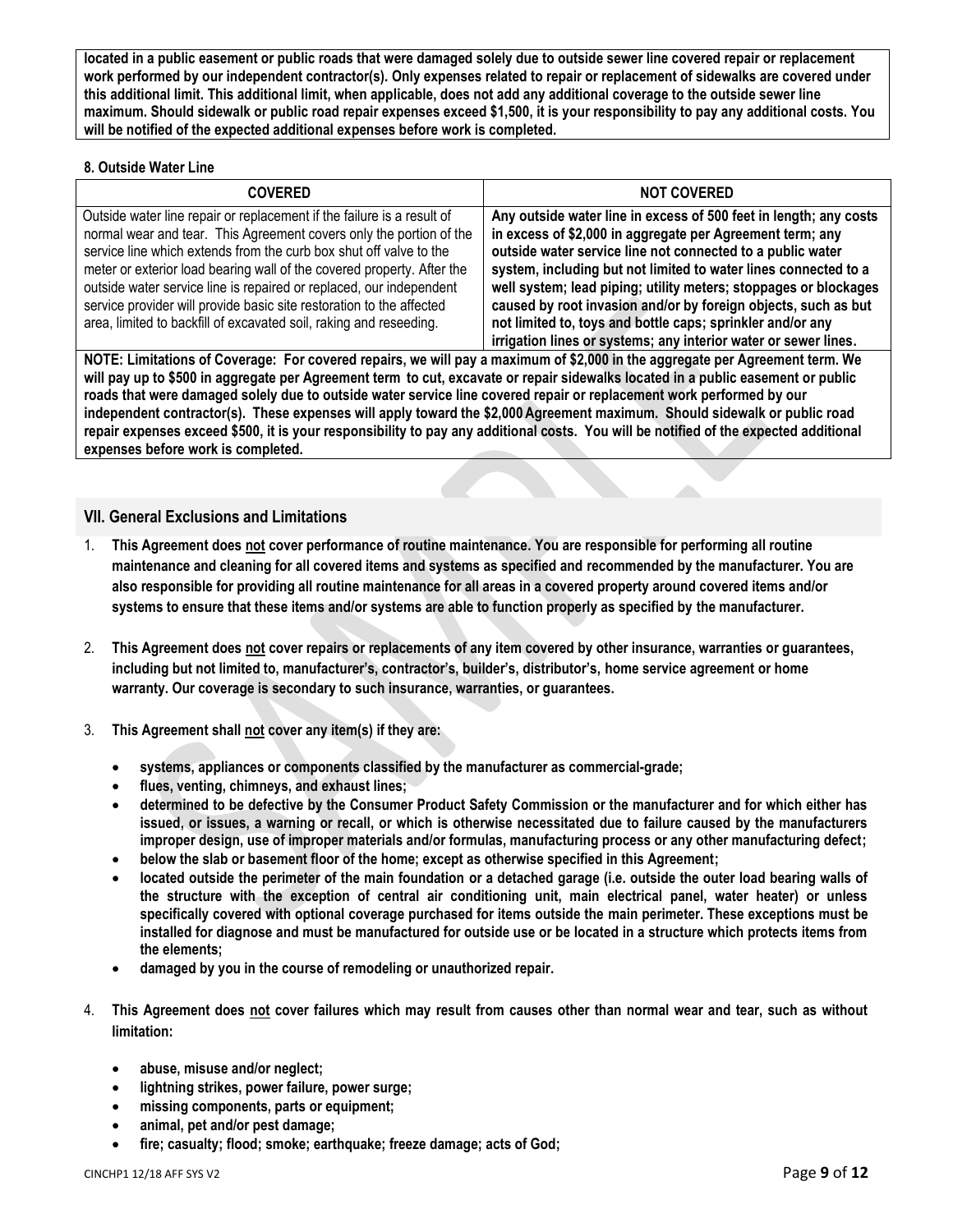**located in a public easement or public roads that were damaged solely due to outside sewer line covered repair or replacement work performed by our independent contractor(s). Only expenses related to repair or replacement of sidewalks are covered under this additional limit. This additional limit, when applicable, does not add any additional coverage to the outside sewer line maximum. Should sidewalk or public road repair expenses exceed $1,500, it is your responsibility to pay any additional costs. You will be notified of the expected additional expenses before work is completed.**

**8. Outside Water Line**

| COVERED | NOT COVERED |
|---|---|
| Outside water line repair or replacement if the failure is a result of normal wear and tear. This Agreement covers only the portion of the service line which extends from the curb box shut off valve to the meter or exterior load bearing wall of the covered property. After the outside water service line is repaired or replaced, our independent service provider will provide basic site restoration to the affected area, limited to backfill of excavated soil, raking and reseeding. | **Any outside water line in excess of 500 feet in length; any costs in excess of $2,000 in aggregate per Agreement term; any outside water service line not connected to a public water system, including but not limited to water lines connected to a well system; lead piping; utility meters; stoppages or blockages caused by root invasion and/or by foreign objects, such as but not limited to, toys and bottle caps; sprinkler and/or any irrigation lines or systems; any interior water or sewer lines.** |

**NOTE: Limitations of Coverage: For covered repairs, we will pay a maximum of $2,000 in the aggregate per Agreement term. We will pay up to $500 in aggregate per Agreement term to cut, excavate or repair sidewalks located in a public easement or public roads that were damaged solely due to outside water service line covered repair or replacement work performed by our independent contractor(s). These expenses will apply toward the $2,000 Agreement maximum. Should sidewalk or public road repair expenses exceed $500, it is your responsibility to pay any additional costs. You will be notified of the expected additional expenses before work is completed.**

## VII. General Exclusions and Limitations

1. **This Agreement does not cover performance of routine maintenance. You are responsible for performing all routine maintenance and cleaning for all covered items and systems as specified and recommended by the manufacturer. You are also responsible for providing all routine maintenance for all areas in a covered property around covered items and/or systems to ensure that these items and/or systems are able to function properly as specified by the manufacturer.**

2. **This Agreement does not cover repairs or replacements of any item covered by other insurance, warranties or guarantees, including but not limited to, manufacturer's, contractor's, builder's, distributor's, home service agreement or home warranty. Our coverage is secondary to such insurance, warranties, or guarantees.**

3. **This Agreement shall not cover any item(s) if they are:**
   - **systems, appliances or components classified by the manufacturer as commercial-grade;**
   - **flues, venting, chimneys, and exhaust lines;**
   - **determined to be defective by the Consumer Product Safety Commission or the manufacturer and for which either has issued, or issues, a warning or recall, or which is otherwise necessitated due to failure caused by the manufacturers improper design, use of improper materials and/or formulas, manufacturing process or any other manufacturing defect;**
   - **below the slab or basement floor of the home; except as otherwise specified in this Agreement;**
   - **located outside the perimeter of the main foundation or a detached garage (i.e. outside the outer load bearing walls of the structure with the exception of central air conditioning unit, main electrical panel, water heater) or unless specifically covered with optional coverage purchased for items outside the main perimeter. These exceptions must be installed for diagnose and must be manufactured for outside use or be located in a structure which protects items from the elements;**
   - **damaged by you in the course of remodeling or unauthorized repair.**

4. **This Agreement does not cover failures which may result from causes other than normal wear and tear, such as without limitation:**
   - **abuse, misuse and/or neglect;**
   - **lightning strikes, power failure, power surge;**
   - **missing components, parts or equipment;**
   - **animal, pet and/or pest damage;**
   - **fire; casualty; flood; smoke; earthquake; freeze damage; acts of God;**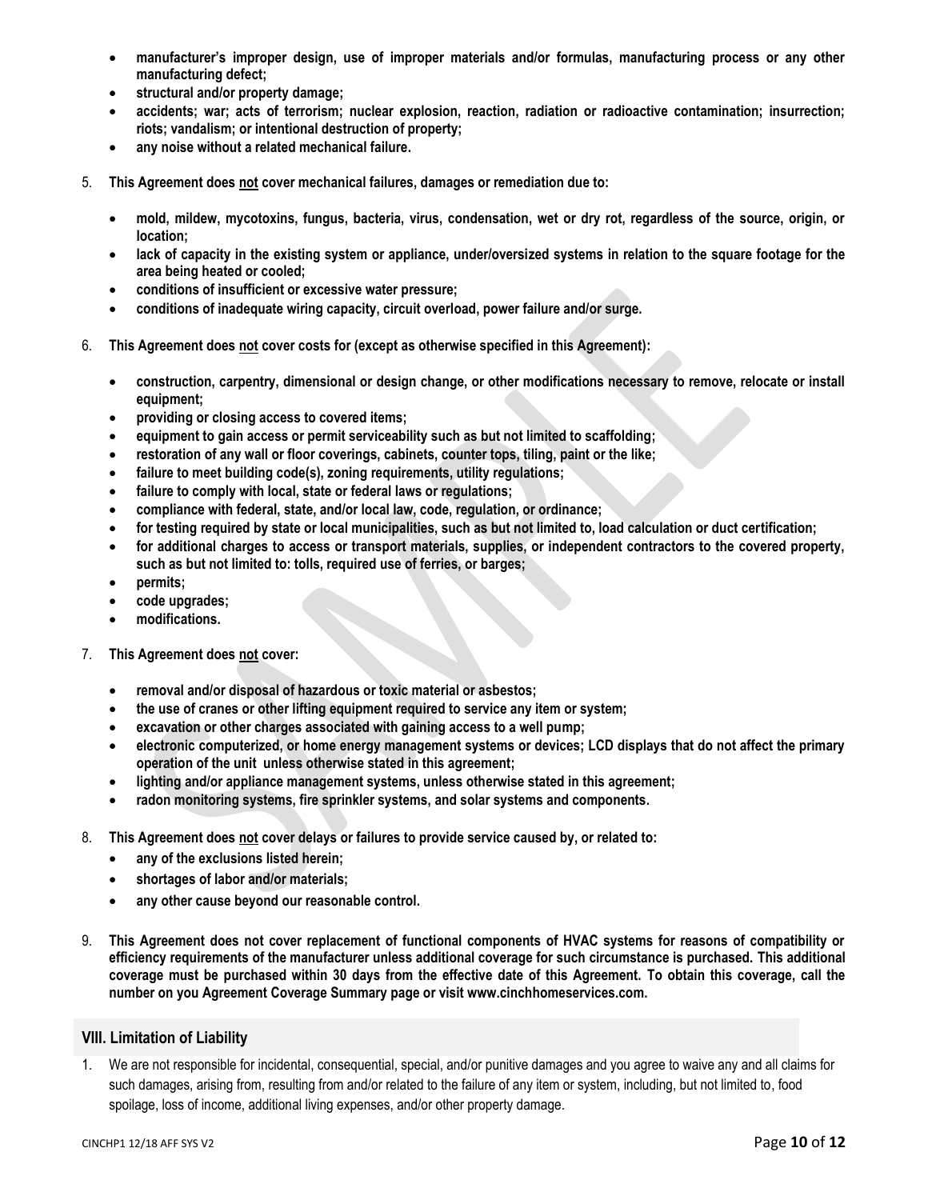- **manufacturer's improper design, use of improper materials and/or formulas, manufacturing process or any other manufacturing defect;**
- **structural and/or property damage;**
- **accidents; war; acts of terrorism; nuclear explosion, reaction, radiation or radioactive contamination; insurrection; riots; vandalism; or intentional destruction of property;**
- **any noise without a related mechanical failure.**

5. **This Agreement does not cover mechanical failures, damages or remediation due to:**

   - **mold, mildew, mycotoxins, fungus, bacteria, virus, condensation, wet or dry rot, regardless of the source, origin, or location;**
   - **lack of capacity in the existing system or appliance, under/oversized systems in relation to the square footage for the area being heated or cooled;**
   - **conditions of insufficient or excessive water pressure;**
   - **conditions of inadequate wiring capacity, circuit overload, power failure and/or surge.**

6. **This Agreement does not cover costs for (except as otherwise specified in this Agreement):**

   - **construction, carpentry, dimensional or design change, or other modifications necessary to remove, relocate or install equipment;**
   - **providing or closing access to covered items;**
   - **equipment to gain access or permit serviceability such as but not limited to scaffolding;**
   - **restoration of any wall or floor coverings, cabinets, counter tops, tiling, paint or the like;**
   - **failure to meet building code(s), zoning requirements, utility regulations;**
   - **failure to comply with local, state or federal laws or regulations;**
   - **compliance with federal, state, and/or local law, code, regulation, or ordinance;**
   - **for testing required by state or local municipalities, such as but not limited to, load calculation or duct certification;**
   - **for additional charges to access or transport materials, supplies, or independent contractors to the covered property, such as but not limited to: tolls, required use of ferries, or barges;**
   - **permits;**
   - **code upgrades;**
   - **modifications.**

7. **This Agreement does not cover:**

   - **removal and/or disposal of hazardous or toxic material or asbestos;**
   - **the use of cranes or other lifting equipment required to service any item or system;**
   - **excavation or other charges associated with gaining access to a well pump;**
   - **electronic computerized, or home energy management systems or devices; LCD displays that do not affect the primary operation of the unit unless otherwise stated in this agreement;**
   - **lighting and/or appliance management systems, unless otherwise stated in this agreement;**
   - **radon monitoring systems, fire sprinkler systems, and solar systems and components.**

8. **This Agreement does not cover delays or failures to provide service caused by, or related to:**
   - **any of the exclusions listed herein;**
   - **shortages of labor and/or materials;**
   - **any other cause beyond our reasonable control.**

9. **This Agreement does not cover replacement of functional components of HVAC systems for reasons of compatibility or efficiency requirements of the manufacturer unless additional coverage for such circumstance is purchased. This additional coverage must be purchased within 30 days from the effective date of this Agreement. To obtain this coverage, call the number on you Agreement Coverage Summary page or visit www.cinchhomeservices.com.**

## VIII. Limitation of Liability

1. We are not responsible for incidental, consequential, special, and/or punitive damages and you agree to waive any and all claims for such damages, arising from, resulting from and/or related to the failure of any item or system, including, but not limited to, food spoilage, loss of income, additional living expenses, and/or other property damage.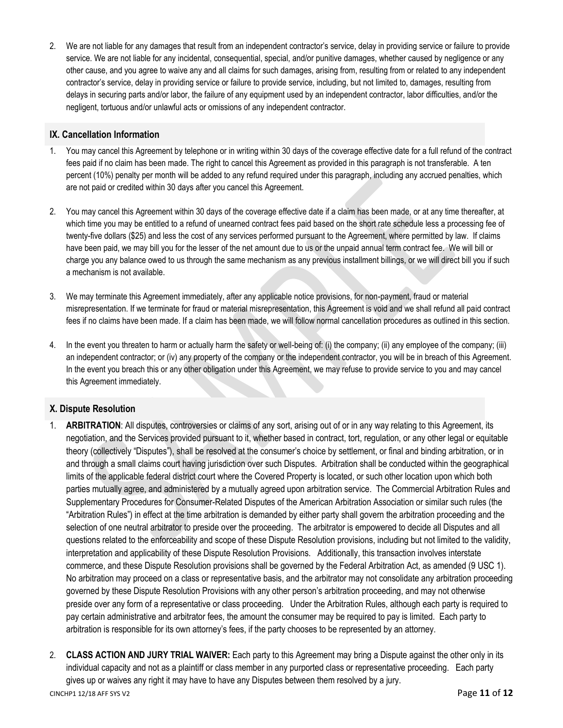2. We are not liable for any damages that result from an independent contractor's service, delay in providing service or failure to provide service. We are not liable for any incidental, consequential, special, and/or punitive damages, whether caused by negligence or any other cause, and you agree to waive any and all claims for such damages, arising from, resulting from or related to any independent contractor's service, delay in providing service or failure to provide service, including, but not limited to, damages, resulting from delays in securing parts and/or labor, the failure of any equipment used by an independent contractor, labor difficulties, and/or the negligent, tortuous and/or unlawful acts or omissions of any independent contractor.

## IX. Cancellation Information

1. You may cancel this Agreement by telephone or in writing within 30 days of the coverage effective date for a full refund of the contract fees paid if no claim has been made. The right to cancel this Agreement as provided in this paragraph is not transferable. A ten percent (10%) penalty per month will be added to any refund required under this paragraph, including any accrued penalties, which are not paid or credited within 30 days after you cancel this Agreement.

2. You may cancel this Agreement within 30 days of the coverage effective date if a claim has been made, or at any time thereafter, at which time you may be entitled to a refund of unearned contract fees paid based on the short rate schedule less a processing fee of twenty-five dollars ($25) and less the cost of any services performed pursuant to the Agreement, where permitted by law. If claims have been paid, we may bill you for the lesser of the net amount due to us or the unpaid annual term contract fee. We will bill or charge you any balance owed to us through the same mechanism as any previous installment billings, or we will direct bill you if such a mechanism is not available.

3. We may terminate this Agreement immediately, after any applicable notice provisions, for non-payment, fraud or material misrepresentation. If we terminate for fraud or material misrepresentation, this Agreement is void and we shall refund all paid contract fees if no claims have been made. If a claim has been made, we will follow normal cancellation procedures as outlined in this section.

4. In the event you threaten to harm or actually harm the safety or well-being of: (i) the company; (ii) any employee of the company; (iii) an independent contractor; or (iv) any property of the company or the independent contractor, you will be in breach of this Agreement. In the event you breach this or any other obligation under this Agreement, we may refuse to provide service to you and may cancel this Agreement immediately.

## X. Dispute Resolution

1. **ARBITRATION**: All disputes, controversies or claims of any sort, arising out of or in any way relating to this Agreement, its negotiation, and the Services provided pursuant to it, whether based in contract, tort, regulation, or any other legal or equitable theory (collectively "Disputes"), shall be resolved at the consumer's choice by settlement, or final and binding arbitration, or in and through a small claims court having jurisdiction over such Disputes. Arbitration shall be conducted within the geographical limits of the applicable federal district court where the Covered Property is located, or such other location upon which both parties mutually agree, and administered by a mutually agreed upon arbitration service. The Commercial Arbitration Rules and Supplementary Procedures for Consumer-Related Disputes of the American Arbitration Association or similar such rules (the "Arbitration Rules") in effect at the time arbitration is demanded by either party shall govern the arbitration proceeding and the selection of one neutral arbitrator to preside over the proceeding. The arbitrator is empowered to decide all Disputes and all questions related to the enforceability and scope of these Dispute Resolution provisions, including but not limited to the validity, interpretation and applicability of these Dispute Resolution Provisions. Additionally, this transaction involves interstate commerce, and these Dispute Resolution provisions shall be governed by the Federal Arbitration Act, as amended (9 USC 1). No arbitration may proceed on a class or representative basis, and the arbitrator may not consolidate any arbitration proceeding governed by these Dispute Resolution Provisions with any other person's arbitration proceeding, and may not otherwise preside over any form of a representative or class proceeding. Under the Arbitration Rules, although each party is required to pay certain administrative and arbitrator fees, the amount the consumer may be required to pay is limited. Each party to arbitration is responsible for its own attorney's fees, if the party chooses to be represented by an attorney.

2. **CLASS ACTION AND JURY TRIAL WAIVER:** Each party to this Agreement may bring a Dispute against the other only in its individual capacity and not as a plaintiff or class member in any purported class or representative proceeding. Each party gives up or waives any right it may have to have any Disputes between them resolved by a jury.

CINCHP1 12/18 AFF SYS V2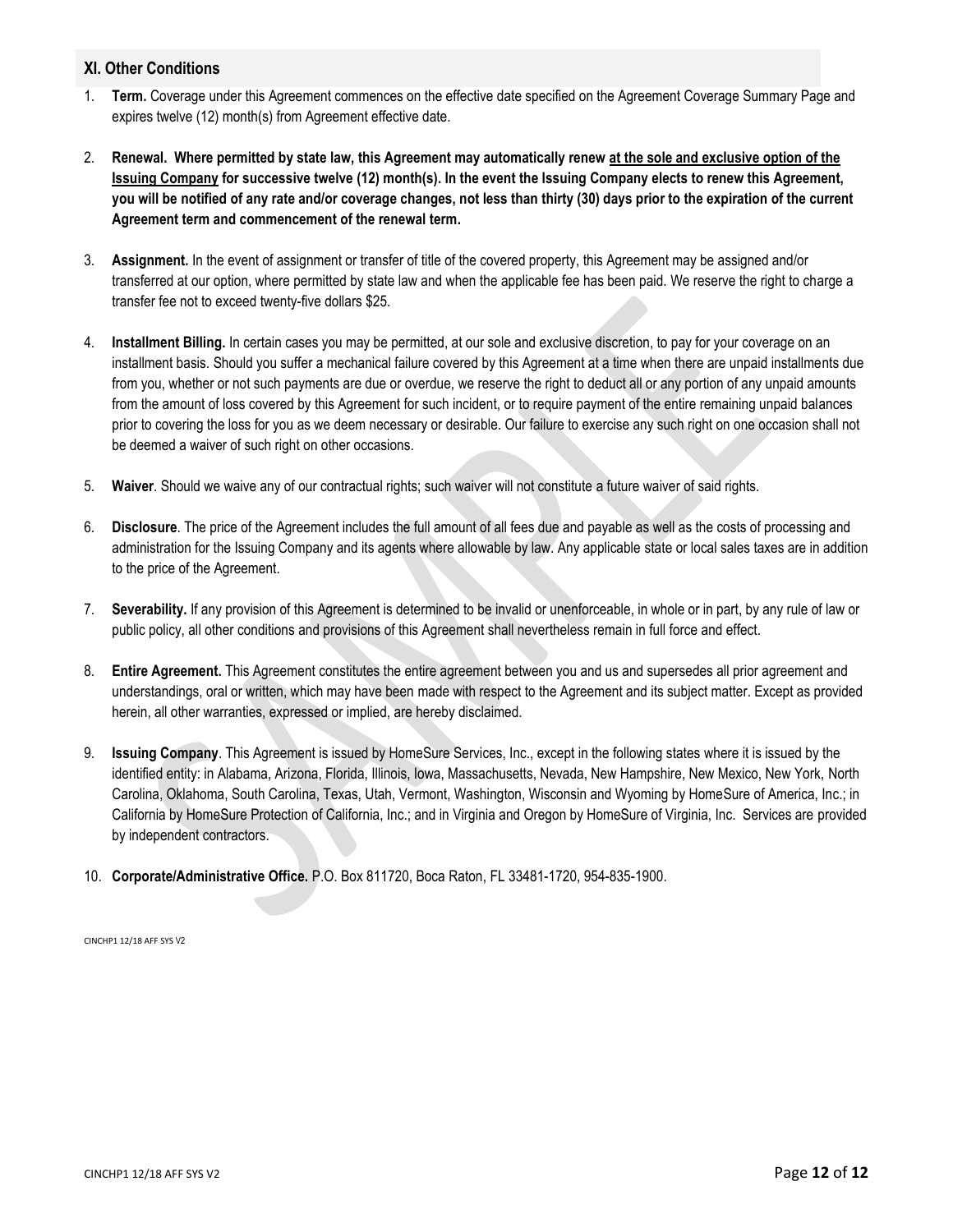## XI. Other Conditions

1. **Term.** Coverage under this Agreement commences on the effective date specified on the Agreement Coverage Summary Page and expires twelve (12) month(s) from Agreement effective date.

2. **Renewal. Where permitted by state law, this Agreement may automatically renew <u>at the sole and exclusive option of the Issuing Company</u> for successive twelve (12) month(s). In the event the Issuing Company elects to renew this Agreement, you will be notified of any rate and/or coverage changes, not less than thirty (30) days prior to the expiration of the current Agreement term and commencement of the renewal term.**

3. **Assignment.** In the event of assignment or transfer of title of the covered property, this Agreement may be assigned and/or transferred at our option, where permitted by state law and when the applicable fee has been paid. We reserve the right to charge a transfer fee not to exceed twenty-five dollars $25.

4. **Installment Billing.** In certain cases you may be permitted, at our sole and exclusive discretion, to pay for your coverage on an installment basis. Should you suffer a mechanical failure covered by this Agreement at a time when there are unpaid installments due from you, whether or not such payments are due or overdue, we reserve the right to deduct all or any portion of any unpaid amounts from the amount of loss covered by this Agreement for such incident, or to require payment of the entire remaining unpaid balances prior to covering the loss for you as we deem necessary or desirable. Our failure to exercise any such right on one occasion shall not be deemed a waiver of such right on other occasions.

5. **Waiver**. Should we waive any of our contractual rights; such waiver will not constitute a future waiver of said rights.

6. **Disclosure**. The price of the Agreement includes the full amount of all fees due and payable as well as the costs of processing and administration for the Issuing Company and its agents where allowable by law. Any applicable state or local sales taxes are in addition to the price of the Agreement.

7. **Severability.** If any provision of this Agreement is determined to be invalid or unenforceable, in whole or in part, by any rule of law or public policy, all other conditions and provisions of this Agreement shall nevertheless remain in full force and effect.

8. **Entire Agreement.** This Agreement constitutes the entire agreement between you and us and supersedes all prior agreement and understandings, oral or written, which may have been made with respect to the Agreement and its subject matter. Except as provided herein, all other warranties, expressed or implied, are hereby disclaimed.

9. **Issuing Company**. This Agreement is issued by HomeSure Services, Inc., except in the following states where it is issued by the identified entity: in Alabama, Arizona, Florida, Illinois, Iowa, Massachusetts, Nevada, New Hampshire, New Mexico, New York, North Carolina, Oklahoma, South Carolina, Texas, Utah, Vermont, Washington, Wisconsin and Wyoming by HomeSure of America, Inc.; in California by HomeSure Protection of California, Inc.; and in Virginia and Oregon by HomeSure of Virginia, Inc. Services are provided by independent contractors.

10. **Corporate/Administrative Office.** P.O. Box 811720, Boca Raton, FL 33481-1720, 954-835-1900.

CINCHP1 12/18 AFF SYS V2